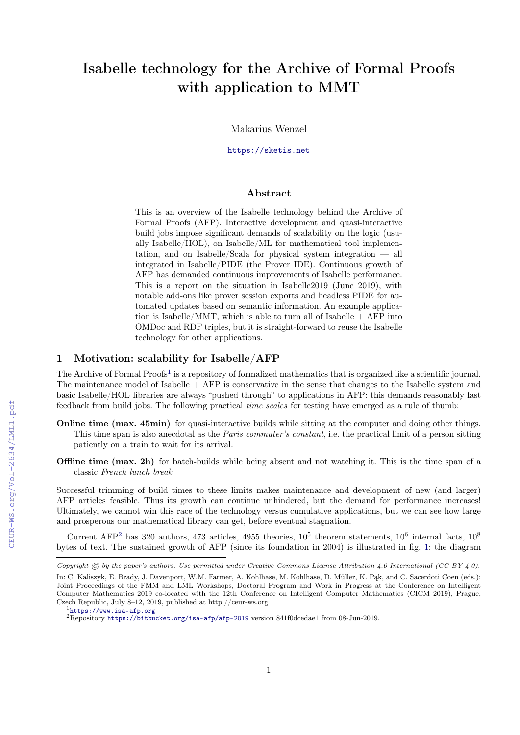# Isabelle technology for the Archive of Formal Proofs with application to MMT

Makarius Wenzel

https://sketis.net

## Abstract

This is an overview of the Isabelle technology behind the Archive of Formal Proofs (AFP). Interactive development and quasi-interactive build jobs impose significant demands of scalability on the logic (usually Isabelle/HOL), on Isabelle/ML for mathematical tool implementation, and on Isabelle/Scala for physical system integration — all integrated in Isabelle/PIDE (the Prover IDE). Continuous growth of AFP has demanded continuous improvements of Isabelle performance. This is a report on the situation in Isabelle2019 (June 2019), with notable add-ons like prover session exports and headless PIDE for automated updates based on semantic information. An example application is Isabelle/MMT, which is able to turn all of Isabelle + AFP into OMDoc and RDF triples, but it is straight-forward to reuse the Isabelle technology for other applications.

## 1 Motivation: scalability for Isabelle/AFP

The Archive of Formal Proofs[1] is a repository of formalized mathematics that is organized like a scientific journal. The maintenance model of Isabelle + AFP is conservative in the sense that changes to the Isabelle system and basic Isabelle/HOL libraries are always "pushed through" to applications in AFP: this demands reasonably fast feedback from build jobs. The following practical *time scales* for testing have emerged as a rule of thumb:

**Online time (max. 45min)** for quasi-interactive builds while sitting at the computer and doing other things. This time span is also anecdotal as the *Paris commuter's constant*, i.e. the practical limit of a person sitting patiently on a train to wait for its arrival.

**Offline time (max. 2h)** for batch-builds while being absent and not watching it. This is the time span of a classic *French lunch break*.

Successful trimming of build times to these limits makes maintenance and development of new (and larger) AFP articles feasible. Thus its growth can continue unhindered, but the demand for performance increases! Ultimately, we cannot win this race of the technology versus cumulative applications, but we can see how large and prosperous our mathematical library can get, before eventual stagnation.

Current AFP[2] has 320 authors, 473 articles, 4955 theories, $10^5$ theorem statements, $10^6$ internal facts, $10^8$ bytes of text. The sustained growth of AFP (since its foundation in 2004) is illustrated in fig. 1: the diagram

*Copyright © by the paper's authors. Use permitted under Creative Commons License Attribution 4.0 International (CC BY 4.0).*

In: C. Kaliszyk, E. Brady, J. Davenport, W.M. Farmer, A. Kohlhase, M. Kohlhase, D. Müller, K. Pąk, and C. Sacerdoti Coen (eds.): Joint Proceedings of the FMM and LML Workshops, Doctoral Program and Work in Progress at the Conference on Intelligent Computer Mathematics 2019 co-located with the 12th Conference on Intelligent Computer Mathematics (CICM 2019), Prague, Czech Republic, July 8–12, 2019, published at http://ceur-ws.org

[1] https://www.isa-afp.org

[2] Repository https://bitbucket.org/isa-afp/afp-2019 version 841f0dcedae1 from 08-Jun-2019.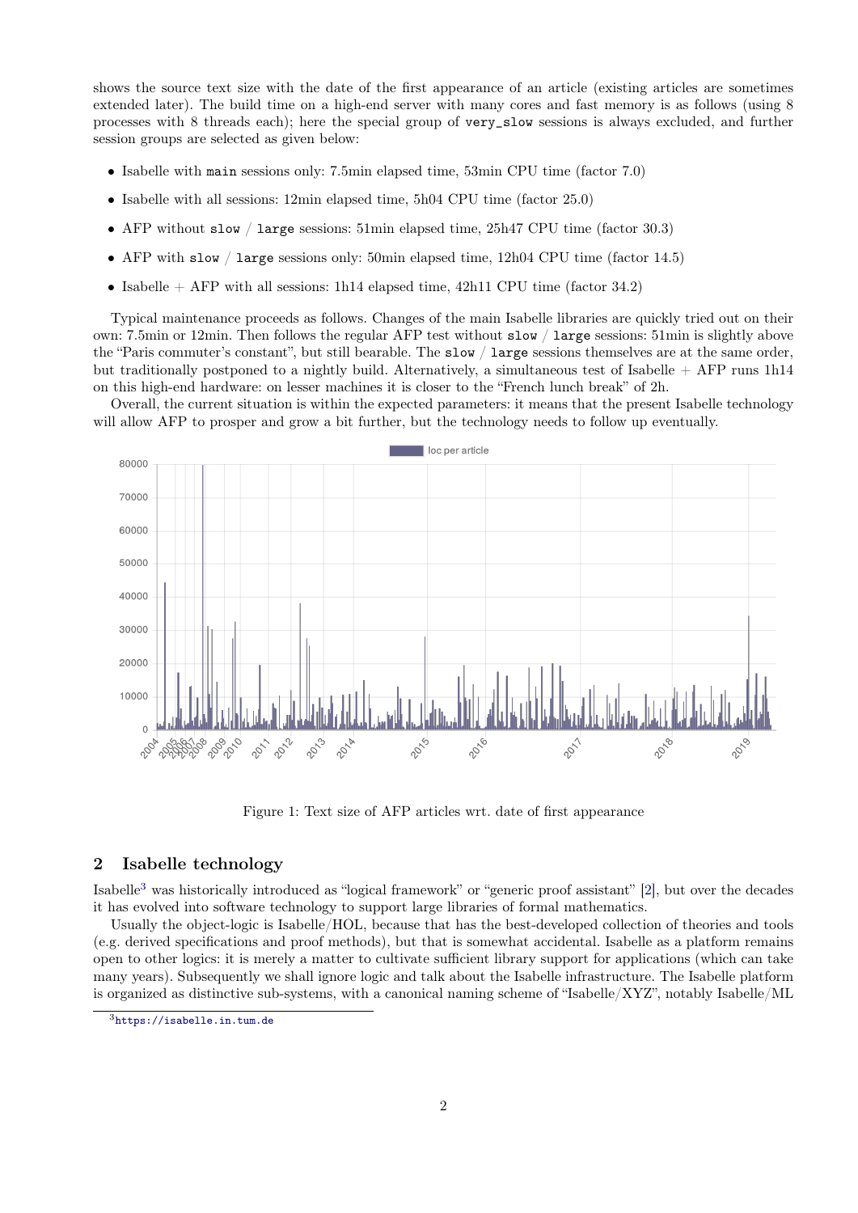shows the source text size with the date of the first appearance of an article (existing articles are sometimes extended later). The build time on a high-end server with many cores and fast memory is as follows (using 8 processes with 8 threads each); here the special group of `very_slow` sessions is always excluded, and further session groups are selected as given below:

- Isabelle with `main` sessions only: 7.5min elapsed time, 53min CPU time (factor 7.0)
- Isabelle with all sessions: 12min elapsed time, 5h04 CPU time (factor 25.0)
- AFP without `slow` / `large` sessions: 51min elapsed time, 25h47 CPU time (factor 30.3)
- AFP with `slow` / `large` sessions only: 50min elapsed time, 12h04 CPU time (factor 14.5)
- Isabelle + AFP with all sessions: 1h14 elapsed time, 42h11 CPU time (factor 34.2)

Typical maintenance proceeds as follows. Changes of the main Isabelle libraries are quickly tried out on their own: 7.5min or 12min. Then follows the regular AFP test without `slow` / `large` sessions: 51min is slightly above the "Paris commuter's constant", but still bearable. The `slow` / `large` sessions themselves are at the same order, but traditionally postponed to a nightly build. Alternatively, a simultaneous test of Isabelle + AFP runs 1h14 on this high-end hardware: on lesser machines it is closer to the "French lunch break" of 2h.

Overall, the current situation is within the expected parameters: it means that the present Isabelle technology will allow AFP to prosper and grow a bit further, but the technology needs to follow up eventually.

Figure 1: Text size of AFP articles wrt. date of first appearance

## 2 Isabelle technology

Isabelle[3] was historically introduced as "logical framework" or "generic proof assistant" [2], but over the decades it has evolved into software technology to support large libraries of formal mathematics.

Usually the object-logic is Isabelle/HOL, because that has the best-developed collection of theories and tools (e.g. derived specifications and proof methods), but that is somewhat accidental. Isabelle as a platform remains open to other logics: it is merely a matter to cultivate sufficient library support for applications (which can take many years). Subsequently we shall ignore logic and talk about the Isabelle infrastructure. The Isabelle platform is organized as distinctive sub-systems, with a canonical naming scheme of "Isabelle/XYZ", notably Isabelle/ML

[3] https://isabelle.in.tum.de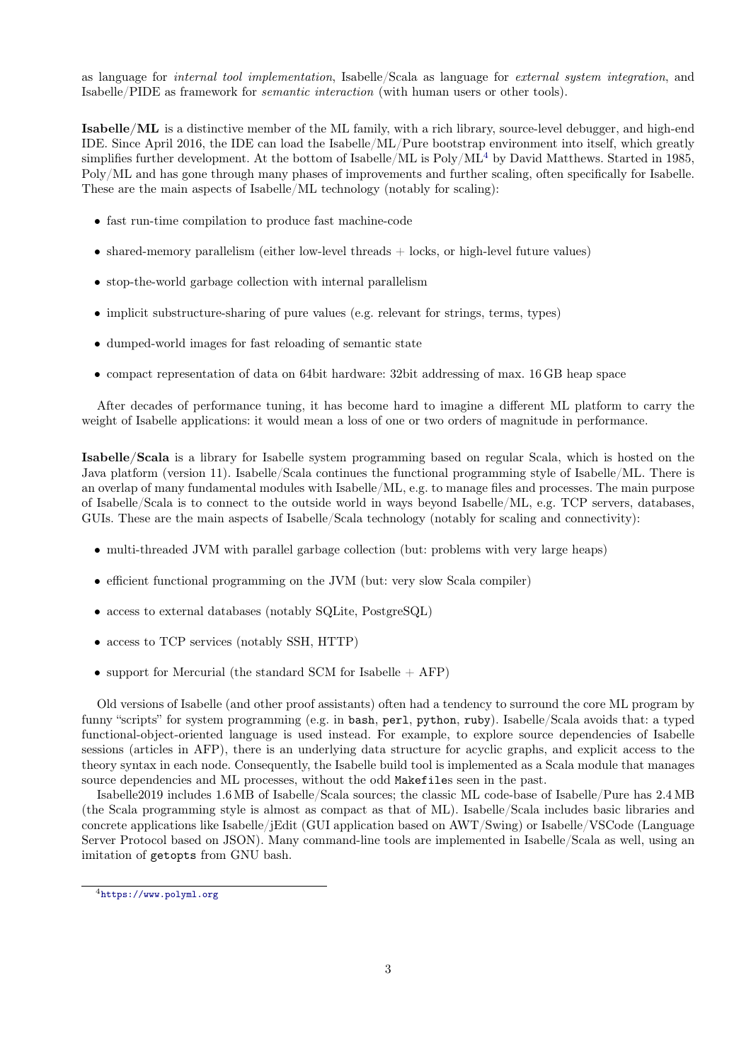as language for *internal tool implementation*, Isabelle/Scala as language for *external system integration*, and Isabelle/PIDE as framework for *semantic interaction* (with human users or other tools).

**Isabelle/ML** is a distinctive member of the ML family, with a rich library, source-level debugger, and high-end IDE. Since April 2016, the IDE can load the Isabelle/ML/Pure bootstrap environment into itself, which greatly simplifies further development. At the bottom of Isabelle/ML is Poly/ML[4] by David Matthews. Started in 1985, Poly/ML and has gone through many phases of improvements and further scaling, often specifically for Isabelle. These are the main aspects of Isabelle/ML technology (notably for scaling):

- fast run-time compilation to produce fast machine-code
- shared-memory parallelism (either low-level threads + locks, or high-level future values)
- stop-the-world garbage collection with internal parallelism
- implicit substructure-sharing of pure values (e.g. relevant for strings, terms, types)
- dumped-world images for fast reloading of semantic state
- compact representation of data on 64bit hardware: 32bit addressing of max. 16 GB heap space

After decades of performance tuning, it has become hard to imagine a different ML platform to carry the weight of Isabelle applications: it would mean a loss of one or two orders of magnitude in performance.

**Isabelle/Scala** is a library for Isabelle system programming based on regular Scala, which is hosted on the Java platform (version 11). Isabelle/Scala continues the functional programming style of Isabelle/ML. There is an overlap of many fundamental modules with Isabelle/ML, e.g. to manage files and processes. The main purpose of Isabelle/Scala is to connect to the outside world in ways beyond Isabelle/ML, e.g. TCP servers, databases, GUIs. These are the main aspects of Isabelle/Scala technology (notably for scaling and connectivity):

- multi-threaded JVM with parallel garbage collection (but: problems with very large heaps)
- efficient functional programming on the JVM (but: very slow Scala compiler)
- access to external databases (notably SQLite, PostgreSQL)
- access to TCP services (notably SSH, HTTP)
- support for Mercurial (the standard SCM for Isabelle + AFP)

Old versions of Isabelle (and other proof assistants) often had a tendency to surround the core ML program by funny "scripts" for system programming (e.g. in `bash`, `perl`, `python`, `ruby`). Isabelle/Scala avoids that: a typed functional-object-oriented language is used instead. For example, to explore source dependencies of Isabelle sessions (articles in AFP), there is an underlying data structure for acyclic graphs, and explicit access to the theory syntax in each node. Consequently, the Isabelle build tool is implemented as a Scala module that manages source dependencies and ML processes, without the odd `Makefile`s seen in the past.

Isabelle2019 includes 1.6 MB of Isabelle/Scala sources; the classic ML code-base of Isabelle/Pure has 2.4 MB (the Scala programming style is almost as compact as that of ML). Isabelle/Scala includes basic libraries and concrete applications like Isabelle/jEdit (GUI application based on AWT/Swing) or Isabelle/VSCode (Language Server Protocol based on JSON). Many command-line tools are implemented in Isabelle/Scala as well, using an imitation of `getopts` from GNU bash.

[4] https://www.polyml.org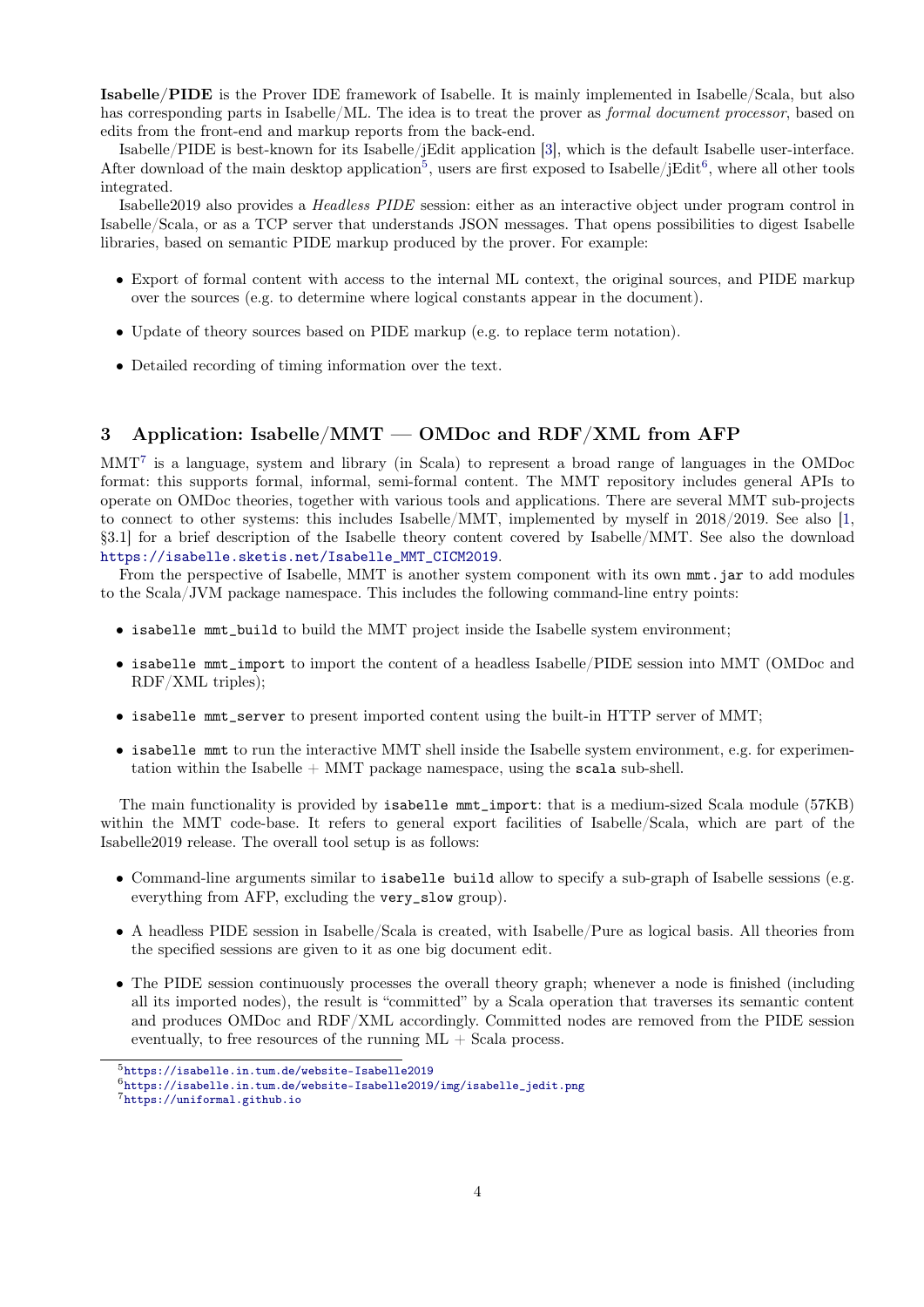**Isabelle/PIDE** is the Prover IDE framework of Isabelle. It is mainly implemented in Isabelle/Scala, but also has corresponding parts in Isabelle/ML. The idea is to treat the prover as *formal document processor*, based on edits from the front-end and markup reports from the back-end.

Isabelle/PIDE is best-known for its Isabelle/jEdit application [3], which is the default Isabelle user-interface. After download of the main desktop application[5], users are first exposed to Isabelle/jEdit[6], where all other tools integrated.

Isabelle2019 also provides a *Headless PIDE* session: either as an interactive object under program control in Isabelle/Scala, or as a TCP server that understands JSON messages. That opens possibilities to digest Isabelle libraries, based on semantic PIDE markup produced by the prover. For example:

- Export of formal content with access to the internal ML context, the original sources, and PIDE markup over the sources (e.g. to determine where logical constants appear in the document).
- Update of theory sources based on PIDE markup (e.g. to replace term notation).
- Detailed recording of timing information over the text.

## 3 Application: Isabelle/MMT — OMDoc and RDF/XML from AFP

MMT[7] is a language, system and library (in Scala) to represent a broad range of languages in the OMDoc format: this supports formal, informal, semi-formal content. The MMT repository includes general APIs to operate on OMDoc theories, together with various tools and applications. There are several MMT sub-projects to connect to other systems: this includes Isabelle/MMT, implemented by myself in 2018/2019. See also [1, §3.1] for a brief description of the Isabelle theory content covered by Isabelle/MMT. See also the download https://isabelle.sketis.net/Isabelle_MMT_CICM2019.

From the perspective of Isabelle, MMT is another system component with its own `mmt.jar` to add modules to the Scala/JVM package namespace. This includes the following command-line entry points:

- `isabelle mmt_build` to build the MMT project inside the Isabelle system environment;
- `isabelle mmt_import` to import the content of a headless Isabelle/PIDE session into MMT (OMDoc and RDF/XML triples);
- `isabelle mmt_server` to present imported content using the built-in HTTP server of MMT;
- `isabelle mmt` to run the interactive MMT shell inside the Isabelle system environment, e.g. for experimentation within the Isabelle + MMT package namespace, using the `scala` sub-shell.

The main functionality is provided by `isabelle mmt_import`: that is a medium-sized Scala module (57KB) within the MMT code-base. It refers to general export facilities of Isabelle/Scala, which are part of the Isabelle2019 release. The overall tool setup is as follows:

- Command-line arguments similar to `isabelle build` allow to specify a sub-graph of Isabelle sessions (e.g. everything from AFP, excluding the `very_slow` group).
- A headless PIDE session in Isabelle/Scala is created, with Isabelle/Pure as logical basis. All theories from the specified sessions are given to it as one big document edit.
- The PIDE session continuously processes the overall theory graph; whenever a node is finished (including all its imported nodes), the result is "committed" by a Scala operation that traverses its semantic content and produces OMDoc and RDF/XML accordingly. Committed nodes are removed from the PIDE session eventually, to free resources of the running ML + Scala process.

[5] https://isabelle.in.tum.de/website-Isabelle2019

[6] https://isabelle.in.tum.de/website-Isabelle2019/img/isabelle_jedit.png

[7] https://uniformal.github.io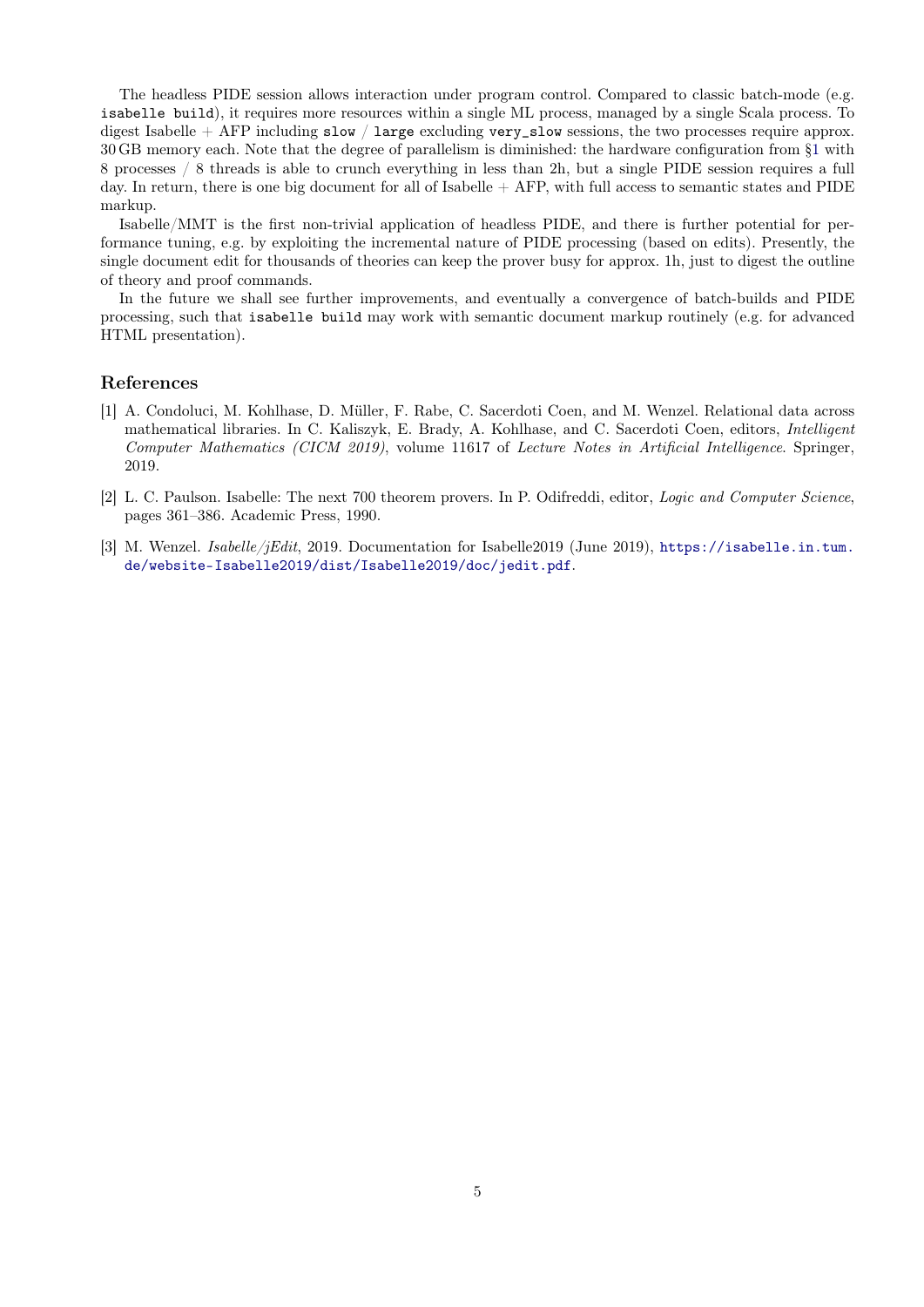The headless PIDE session allows interaction under program control. Compared to classic batch-mode (e.g. `isabelle build`), it requires more resources within a single ML process, managed by a single Scala process. To digest Isabelle + AFP including `slow` / `large` excluding `very_slow` sessions, the two processes require approx. 30 GB memory each. Note that the degree of parallelism is diminished: the hardware configuration from §1 with 8 processes / 8 threads is able to crunch everything in less than 2h, but a single PIDE session requires a full day. In return, there is one big document for all of Isabelle + AFP, with full access to semantic states and PIDE markup.

Isabelle/MMT is the first non-trivial application of headless PIDE, and there is further potential for performance tuning, e.g. by exploiting the incremental nature of PIDE processing (based on edits). Presently, the single document edit for thousands of theories can keep the prover busy for approx. 1h, just to digest the outline of theory and proof commands.

In the future we shall see further improvements, and eventually a convergence of batch-builds and PIDE processing, such that `isabelle build` may work with semantic document markup routinely (e.g. for advanced HTML presentation).

## References

[1] A. Condoluci, M. Kohlhase, D. Müller, F. Rabe, C. Sacerdoti Coen, and M. Wenzel. Relational data across mathematical libraries. In C. Kaliszyk, E. Brady, A. Kohlhase, and C. Sacerdoti Coen, editors, *Intelligent Computer Mathematics (CICM 2019)*, volume 11617 of *Lecture Notes in Artificial Intelligence*. Springer, 2019.

[2] L. C. Paulson. Isabelle: The next 700 theorem provers. In P. Odifreddi, editor, *Logic and Computer Science*, pages 361–386. Academic Press, 1990.

[3] M. Wenzel. *Isabelle/jEdit*, 2019. Documentation for Isabelle2019 (June 2019), https://isabelle.in.tum.de/website-Isabelle2019/dist/Isabelle2019/doc/jedit.pdf.